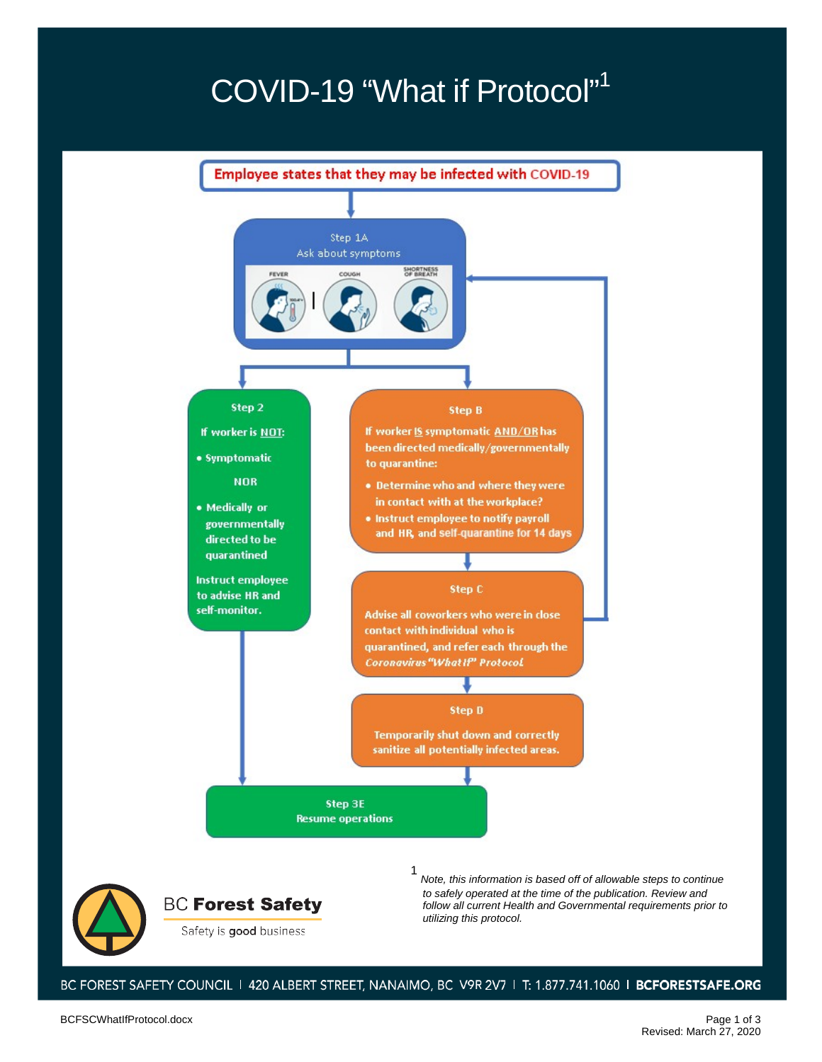# COVID-19 "What if Protocol"[1]

**Employee states that they may be infected with COVID-19**

**Step 1A**
Ask about symptoms

FEVER | COUGH | SHORTNESS OF BREATH

**Step 2**

If worker is NOT:

- Symptomatic

NOR

- Medically or governmentally directed to be quarantined

Instruct employee to advise HR and self-monitor.

**Step B**

If worker IS symptomatic AND/OR has been directed medically/governmentally to quarantine:

- Determine who and where they were in contact with at the workplace?
- Instruct employee to notify payroll and HR, and self-quarantine for 14 days

**Step C**

Advise all coworkers who were in close contact with individual who is quarantined, and refer each through the *Coronavirus "What If" Protocol.*

**Step D**

Temporarily shut down and correctly sanitize all potentially infected areas.

**Step 3E**
Resume operations

[1] *Note, this information is based off of allowable steps to continue to safely operated at the time of the publication. Review and follow all current Health and Governmental requirements prior to utilizing this protocol.*

BC Forest Safety
Safety is good business

BC FOREST SAFETY COUNCIL | 420 ALBERT STREET, NANAIMO, BC V9R 2V7 | T: 1.877.741.1060 | BCFORESTSAFE.ORG

BCFSCWhatIfProtocol.docx

Revised: March 27, 2020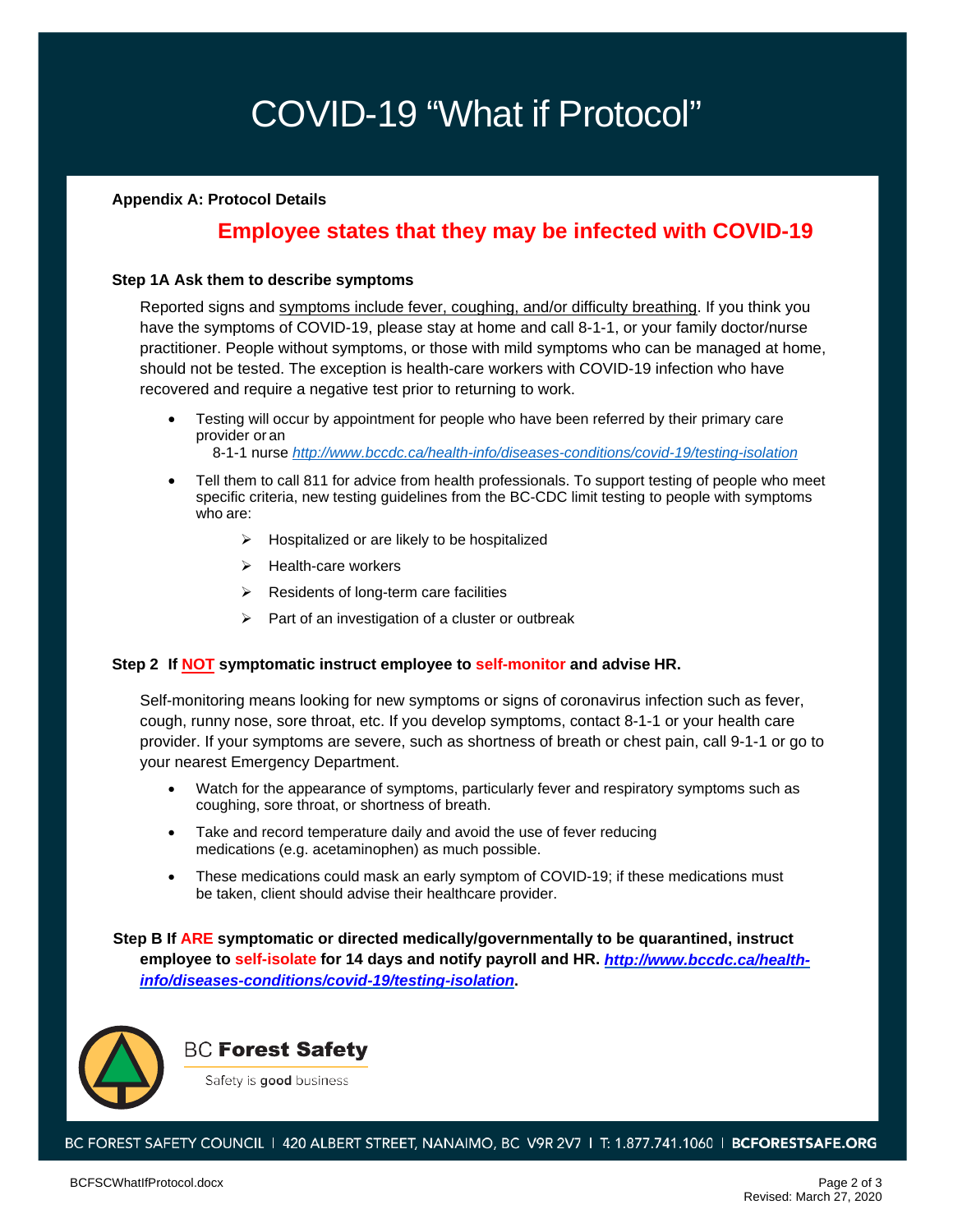// COVID-19 "What if Protocol"

**Appendix A: Protocol Details**

## Employee states that they may be infected with COVID-19

**Step 1A Ask them to describe symptoms**

Reported signs and symptoms include fever, coughing, and/or difficulty breathing. If you think you have the symptoms of COVID-19, please stay at home and call 8-1-1, or your family doctor/nurse practitioner. People without symptoms, or those with mild symptoms who can be managed at home, should not be tested. The exception is health-care workers with COVID-19 infection who have recovered and require a negative test prior to returning to work.

- Testing will occur by appointment for people who have been referred by their primary care provider or an 8-1-1 nurse *http://www.bccdc.ca/health-info/diseases-conditions/covid-19/testing-isolation*
- Tell them to call 811 for advice from health professionals. To support testing of people who meet specific criteria, new testing guidelines from the BC-CDC limit testing to people with symptoms who are:
  - Hospitalized or are likely to be hospitalized
  - Health-care workers
  - Residents of long-term care facilities
  - Part of an investigation of a cluster or outbreak

**Step 2 If NOT symptomatic instruct employee to self-monitor and advise HR.**

Self-monitoring means looking for new symptoms or signs of coronavirus infection such as fever, cough, runny nose, sore throat, etc. If you develop symptoms, contact 8-1-1 or your health care provider. If your symptoms are severe, such as shortness of breath or chest pain, call 9-1-1 or go to your nearest Emergency Department.

- Watch for the appearance of symptoms, particularly fever and respiratory symptoms such as coughing, sore throat, or shortness of breath.
- Take and record temperature daily and avoid the use of fever reducing medications (e.g. acetaminophen) as much possible.
- These medications could mask an early symptom of COVID-19; if these medications must be taken, client should advise their healthcare provider.

**Step B If ARE symptomatic or directed medically/governmentally to be quarantined, instruct employee to self-isolate for 14 days and notify payroll and HR. *http://www.bccdc.ca/health-info/diseases-conditions/covid-19/testing-isolation*.**

BC Forest Safety

Safety is good business

BC FOREST SAFETY COUNCIL | 420 ALBERT STREET, NANAIMO, BC V9R 2V7 | T: 1.877.741.1060 | BCFORESTSAFE.ORG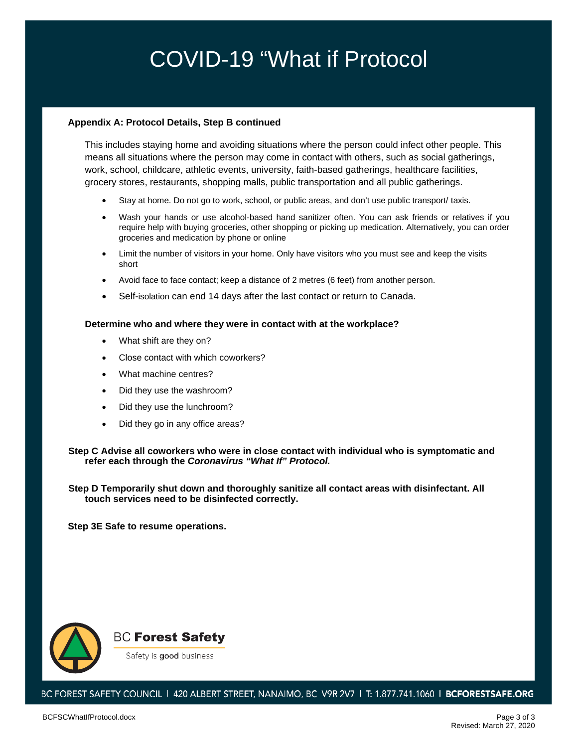# COVID-19 “What if Protocol

**Appendix A: Protocol Details, Step B continued**

This includes staying home and avoiding situations where the person could infect other people. This means all situations where the person may come in contact with others, such as social gatherings, work, school, childcare, athletic events, university, faith-based gatherings, healthcare facilities, grocery stores, restaurants, shopping malls, public transportation and all public gatherings.

- Stay at home. Do not go to work, school, or public areas, and don’t use public transport/ taxis.
- Wash your hands or use alcohol-based hand sanitizer often. You can ask friends or relatives if you require help with buying groceries, other shopping or picking up medication. Alternatively, you can order groceries and medication by phone or online
- Limit the number of visitors in your home. Only have visitors who you must see and keep the visits short
- Avoid face to face contact; keep a distance of 2 metres (6 feet) from another person.
- Self-isolation can end 14 days after the last contact or return to Canada.

**Determine who and where they were in contact with at the workplace?**

- What shift are they on?
- Close contact with which coworkers?
- What machine centres?
- Did they use the washroom?
- Did they use the lunchroom?
- Did they go in any office areas?

**Step C Advise all coworkers who were in close contact with individual who is symptomatic and refer each through the *Coronavirus “What If” Protocol.***

**Step D Temporarily shut down and thoroughly sanitize all contact areas with disinfectant. All touch services need to be disinfected correctly.**

**Step 3E Safe to resume operations.**

BC **Forest Safety**

Safety is **good** business

BC FOREST SAFETY COUNCIL | 420 ALBERT STREET, NANAIMO, BC V9R 2V7 | T: 1.877.741.1060 | **BCFORESTSAFE.ORG**

BCFSCWhatIfProtocol.docx

Revised: March 27, 2020